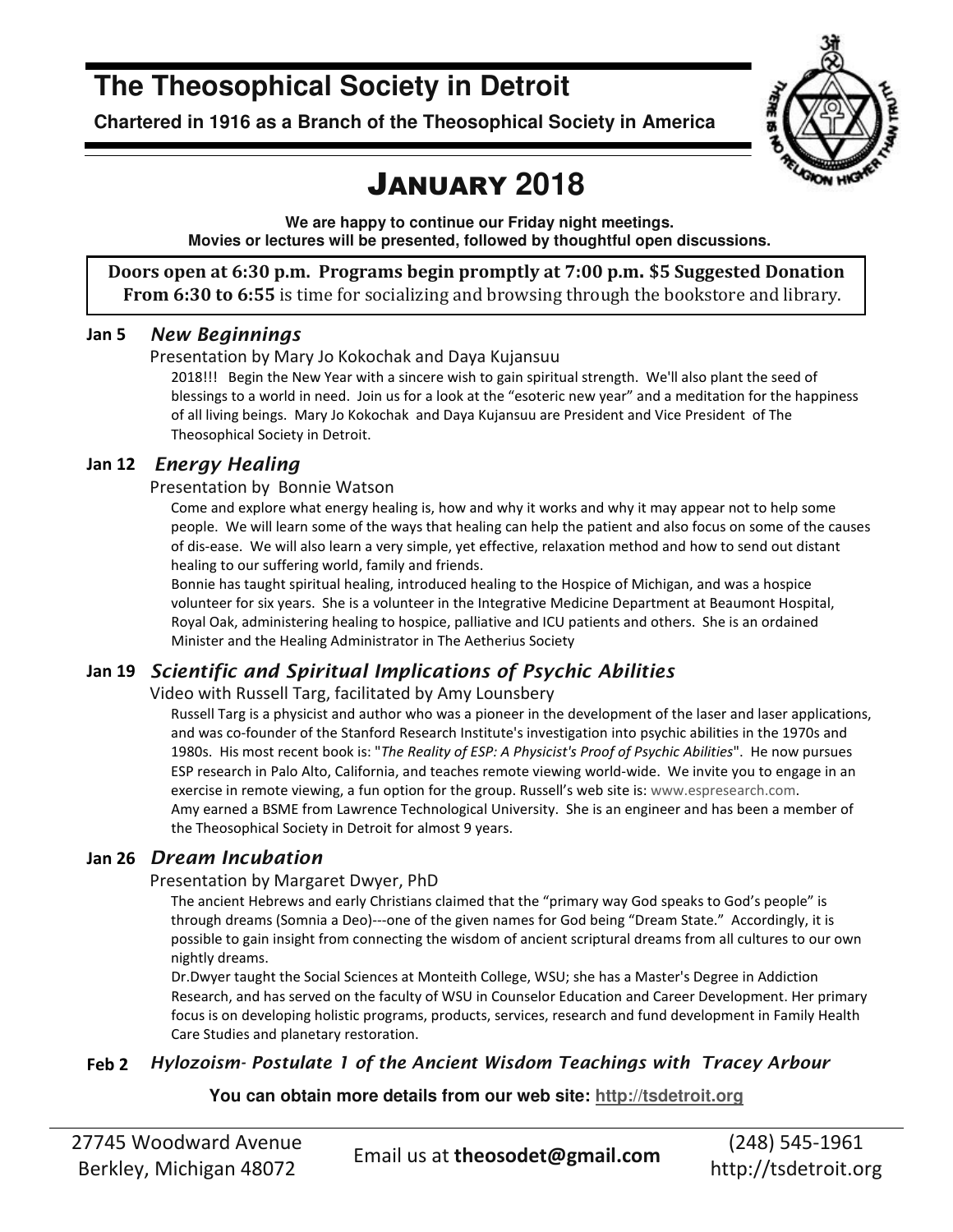# The Theosophical Society in Detroit

**Chartered in 1916 as a Branch of the Theosophical Society in America**

## JANUARY 2018

**We are happy to continue our Friday night meetings.**
**Movies or lectures will be presented, followed by thoughtful open discussions.**

**Doors open at 6:30 p.m. Programs begin promptly at 7:00 p.m. $5 Suggested Donation**
**From 6:30 to 6:55** is time for socializing and browsing through the bookstore and library.

### Jan 5 *New Beginnings*

Presentation by Mary Jo Kokochak and Daya Kujansuu

2018!!! Begin the New Year with a sincere wish to gain spiritual strength. We'll also plant the seed of blessings to a world in need. Join us for a look at the "esoteric new year" and a meditation for the happiness of all living beings. Mary Jo Kokochak and Daya Kujansuu are President and Vice President of The Theosophical Society in Detroit.

### Jan 12 *Energy Healing*

Presentation by Bonnie Watson

Come and explore what energy healing is, how and why it works and why it may appear not to help some people. We will learn some of the ways that healing can help the patient and also focus on some of the causes of dis-ease. We will also learn a very simple, yet effective, relaxation method and how to send out distant healing to our suffering world, family and friends.

Bonnie has taught spiritual healing, introduced healing to the Hospice of Michigan, and was a hospice volunteer for six years. She is a volunteer in the Integrative Medicine Department at Beaumont Hospital, Royal Oak, administering healing to hospice, palliative and ICU patients and others. She is an ordained Minister and the Healing Administrator in The Aetherius Society

### Jan 19 *Scientific and Spiritual Implications of Psychic Abilities*

Video with Russell Targ, facilitated by Amy Lounsbery

Russell Targ is a physicist and author who was a pioneer in the development of the laser and laser applications, and was co-founder of the Stanford Research Institute's investigation into psychic abilities in the 1970s and 1980s. His most recent book is: "*The Reality of ESP: A Physicist's Proof of Psychic Abilities*". He now pursues ESP research in Palo Alto, California, and teaches remote viewing world-wide. We invite you to engage in an exercise in remote viewing, a fun option for the group. Russell's web site is: www.espresearch.com.

Amy earned a BSME from Lawrence Technological University. She is an engineer and has been a member of the Theosophical Society in Detroit for almost 9 years.

### Jan 26 *Dream Incubation*

Presentation by Margaret Dwyer, PhD

The ancient Hebrews and early Christians claimed that the "primary way God speaks to God's people" is through dreams (Somnia a Deo)---one of the given names for God being "Dream State." Accordingly, it is possible to gain insight from connecting the wisdom of ancient scriptural dreams from all cultures to our own nightly dreams.

Dr.Dwyer taught the Social Sciences at Monteith College, WSU; she has a Master's Degree in Addiction Research, and has served on the faculty of WSU in Counselor Education and Career Development. Her primary focus is on developing holistic programs, products, services, research and fund development in Family Health Care Studies and planetary restoration.

### Feb 2 *Hylozoism- Postulate 1 of the Ancient Wisdom Teachings with Tracey Arbour*

**You can obtain more details from our web site: http://tsdetroit.org**

27745 Woodward Avenue
Berkley, Michigan 48072

Email us at **theosodet@gmail.com**

(248) 545-1961
http://tsdetroit.org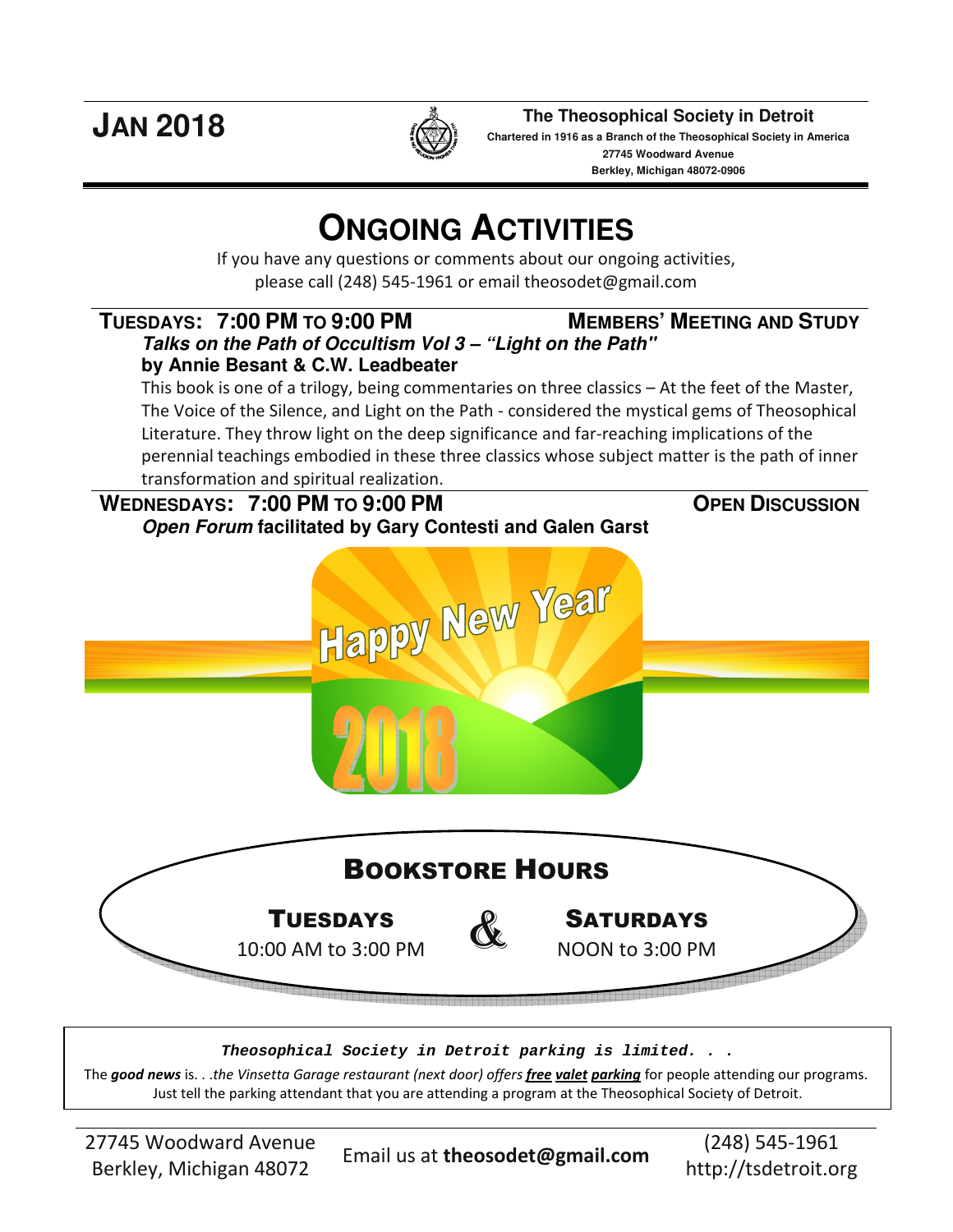**JAN 2018**

**The Theosophical Society in Detroit**
**Chartered in 1916 as a Branch of the Theosophical Society in America**
**27745 Woodward Avenue**
**Berkley, Michigan 48072-0906**

# ONGOING ACTIVITIES

If you have any questions or comments about our ongoing activities,
please call (248) 545-1961 or email theosodet@gmail.com

## TUESDAYS: 7:00 PM TO 9:00 PM — MEMBERS' MEETING AND STUDY

***Talks on the Path of Occultism Vol 3 – "Light on the Path"***
**by Annie Besant & C.W. Leadbeater**

This book is one of a trilogy, being commentaries on three classics – At the feet of the Master, The Voice of the Silence, and Light on the Path - considered the mystical gems of Theosophical Literature. They throw light on the deep significance and far-reaching implications of the perennial teachings embodied in these three classics whose subject matter is the path of inner transformation and spiritual realization.

## WEDNESDAYS: 7:00 PM TO 9:00 PM — OPEN DISCUSSION

***Open Forum*** **facilitated by Gary Contesti and Galen Garst**

Happy New Year

2018

## BOOKSTORE HOURS

**TUESDAYS**
10:00 AM to 3:00 PM

&

**SATURDAYS**
NOON to 3:00 PM

***Theosophical Society in Detroit parking is limited. . .***

The ***good news*** is. . .*the Vinsetta Garage restaurant (next door) offers* ***free valet parking*** for people attending our programs. Just tell the parking attendant that you are attending a program at the Theosophical Society of Detroit.

27745 Woodward Avenue
Berkley, Michigan 48072

Email us at **theosodet@gmail.com**

(248) 545-1961
http://tsdetroit.org